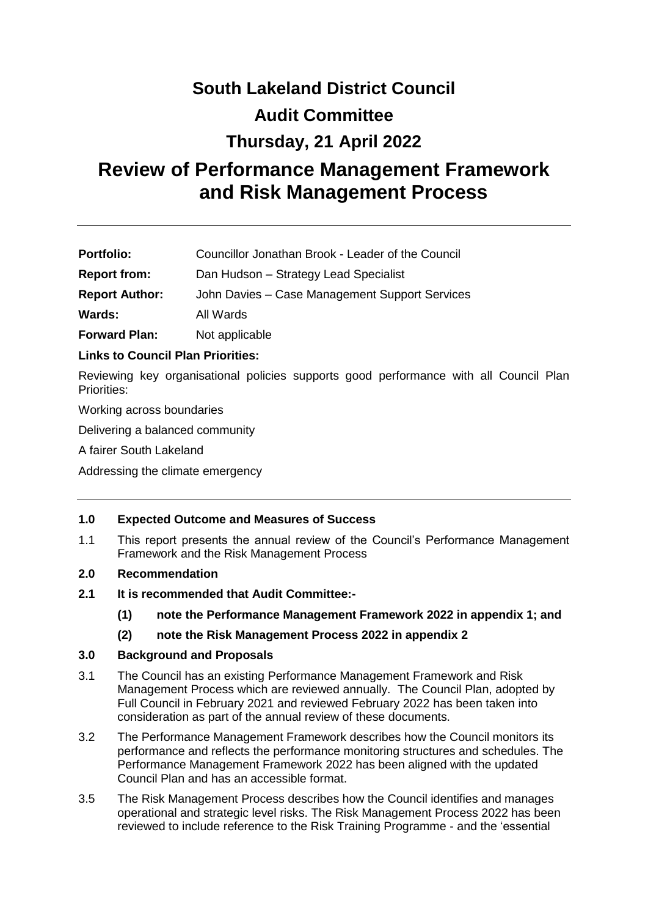# South Lakeland District Council

# Audit Committee

# Thursday, 21 April 2022

# Review of Performance Management Framework and Risk Management Process

---

| | |
|---|---|
| **Portfolio:** | Councillor Jonathan Brook - Leader of the Council |
| **Report from:** | Dan Hudson – Strategy Lead Specialist |
| **Report Author:** | John Davies – Case Management Support Services |
| **Wards:** | All Wards |
| **Forward Plan:** | Not applicable |

**Links to Council Plan Priorities:**

Reviewing key organisational policies supports good performance with all Council Plan Priorities:

Working across boundaries

Delivering a balanced community

A fairer South Lakeland

Addressing the climate emergency

---

**1.0 Expected Outcome and Measures of Success**

1.1 This report presents the annual review of the Council's Performance Management Framework and the Risk Management Process

**2.0 Recommendation**

**2.1 It is recommended that Audit Committee:-**

**(1) note the Performance Management Framework 2022 in appendix 1; and**

**(2) note the Risk Management Process 2022 in appendix 2**

**3.0 Background and Proposals**

3.1 The Council has an existing Performance Management Framework and Risk Management Process which are reviewed annually. The Council Plan, adopted by Full Council in February 2021 and reviewed February 2022 has been taken into consideration as part of the annual review of these documents.

3.2 The Performance Management Framework describes how the Council monitors its performance and reflects the performance monitoring structures and schedules. The Performance Management Framework 2022 has been aligned with the updated Council Plan and has an accessible format.

3.5 The Risk Management Process describes how the Council identifies and manages operational and strategic level risks. The Risk Management Process 2022 has been reviewed to include reference to the Risk Training Programme - and the 'essential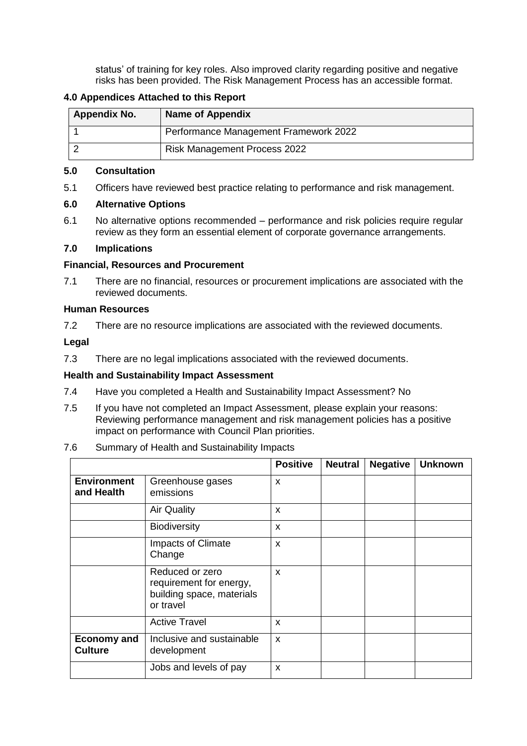status' of training for key roles. Also improved clarity regarding positive and negative risks has been provided. The Risk Management Process has an accessible format.

### 4.0 Appendices Attached to this Report

| Appendix No. | Name of Appendix |
|---|---|
| 1 | Performance Management Framework 2022 |
| 2 | Risk Management Process 2022 |

### 5.0 Consultation

5.1 Officers have reviewed best practice relating to performance and risk management.

### 6.0 Alternative Options

6.1 No alternative options recommended – performance and risk policies require regular review as they form an essential element of corporate governance arrangements.

### 7.0 Implications

**Financial, Resources and Procurement**

7.1 There are no financial, resources or procurement implications are associated with the reviewed documents.

**Human Resources**

7.2 There are no resource implications are associated with the reviewed documents.

**Legal**

7.3 There are no legal implications associated with the reviewed documents.

**Health and Sustainability Impact Assessment**

7.4 Have you completed a Health and Sustainability Impact Assessment? No

7.5 If you have not completed an Impact Assessment, please explain your reasons: Reviewing performance management and risk management policies has a positive impact on performance with Council Plan priorities.

7.6 Summary of Health and Sustainability Impacts

| | | Positive | Neutral | Negative | Unknown |
|---|---|---|---|---|---|
| **Environment and Health** | Greenhouse gases emissions | x | | | |
| | Air Quality | x | | | |
| | Biodiversity | x | | | |
| | Impacts of Climate Change | x | | | |
| | Reduced or zero requirement for energy, building space, materials or travel | x | | | |
| | Active Travel | x | | | |
| **Economy and Culture** | Inclusive and sustainable development | x | | | |
| | Jobs and levels of pay | x | | | |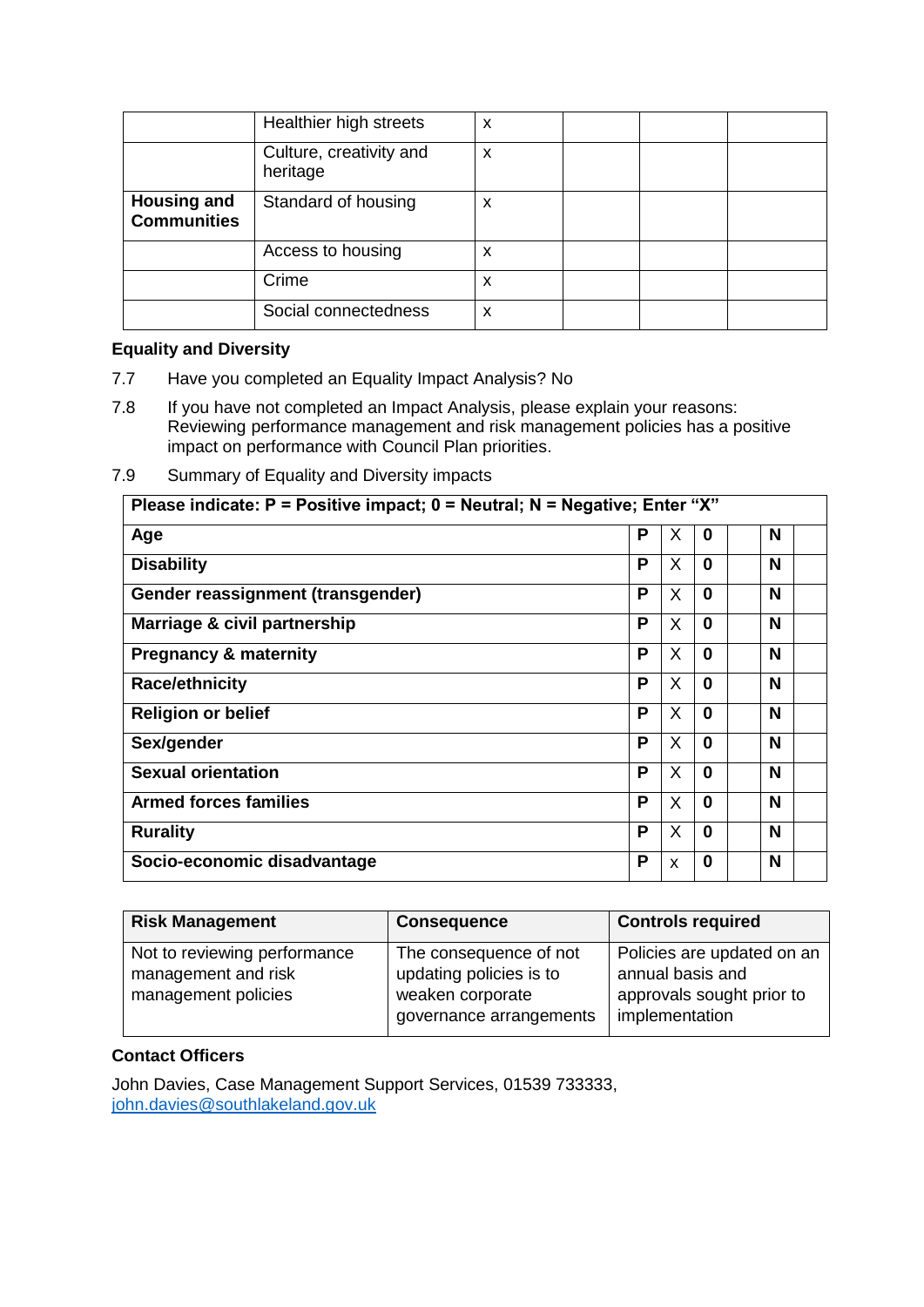|  |  |  |  |  |  |
|---|---|---|---|---|---|
|  | Healthier high streets | x |  |  |  |
|  | Culture, creativity and heritage | x |  |  |  |
| **Housing and Communities** | Standard of housing | x |  |  |  |
|  | Access to housing | x |  |  |  |
|  | Crime | x |  |  |  |
|  | Social connectedness | x |  |  |  |

**Equality and Diversity**

7.7 Have you completed an Equality Impact Analysis? No

7.8 If you have not completed an Impact Analysis, please explain your reasons: Reviewing performance management and risk management policies has a positive impact on performance with Council Plan priorities.

7.9 Summary of Equality and Diversity impacts

| **Please indicate: P = Positive impact; 0 = Neutral; N = Negative; Enter "X"** | | | | | | |
|---|---|---|---|---|---|---|
| **Age** | **P** | X | **0** |  | **N** |  |
| **Disability** | **P** | X | **0** |  | **N** |  |
| **Gender reassignment (transgender)** | **P** | X | **0** |  | **N** |  |
| **Marriage & civil partnership** | **P** | X | **0** |  | **N** |  |
| **Pregnancy & maternity** | **P** | X | **0** |  | **N** |  |
| **Race/ethnicity** | **P** | X | **0** |  | **N** |  |
| **Religion or belief** | **P** | X | **0** |  | **N** |  |
| **Sex/gender** | **P** | X | **0** |  | **N** |  |
| **Sexual orientation** | **P** | X | **0** |  | **N** |  |
| **Armed forces families** | **P** | X | **0** |  | **N** |  |
| **Rurality** | **P** | X | **0** |  | **N** |  |
| **Socio-economic disadvantage** | **P** | x | **0** |  | **N** |  |

| **Risk Management** | **Consequence** | **Controls required** |
|---|---|---|
| Not to reviewing performance management and risk management policies | The consequence of not updating policies is to weaken corporate governance arrangements | Policies are updated on an annual basis and approvals sought prior to implementation |

**Contact Officers**

John Davies, Case Management Support Services, 01539 733333, john.davies@southlakeland.gov.uk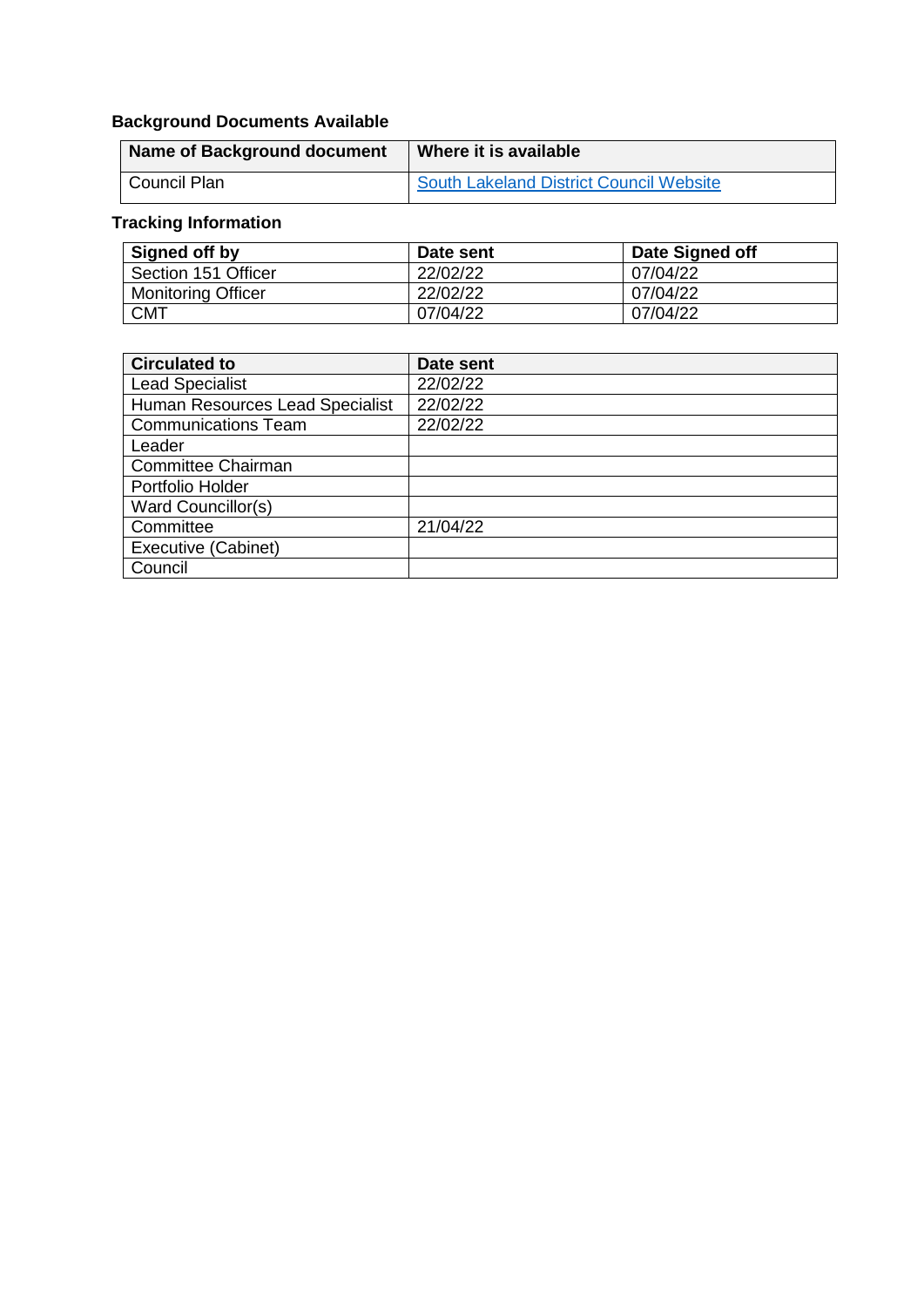### Background Documents Available

| Name of Background document | Where it is available |
|---|---|
| Council Plan | South Lakeland District Council Website |

### Tracking Information

| Signed off by | Date sent | Date Signed off |
|---|---|---|
| Section 151 Officer | 22/02/22 | 07/04/22 |
| Monitoring Officer | 22/02/22 | 07/04/22 |
| CMT | 07/04/22 | 07/04/22 |

| Circulated to | Date sent |
|---|---|
| Lead Specialist | 22/02/22 |
| Human Resources Lead Specialist | 22/02/22 |
| Communications Team | 22/02/22 |
| Leader | |
| Committee Chairman | |
| Portfolio Holder | |
| Ward Councillor(s) | |
| Committee | 21/04/22 |
| Executive (Cabinet) | |
| Council | |